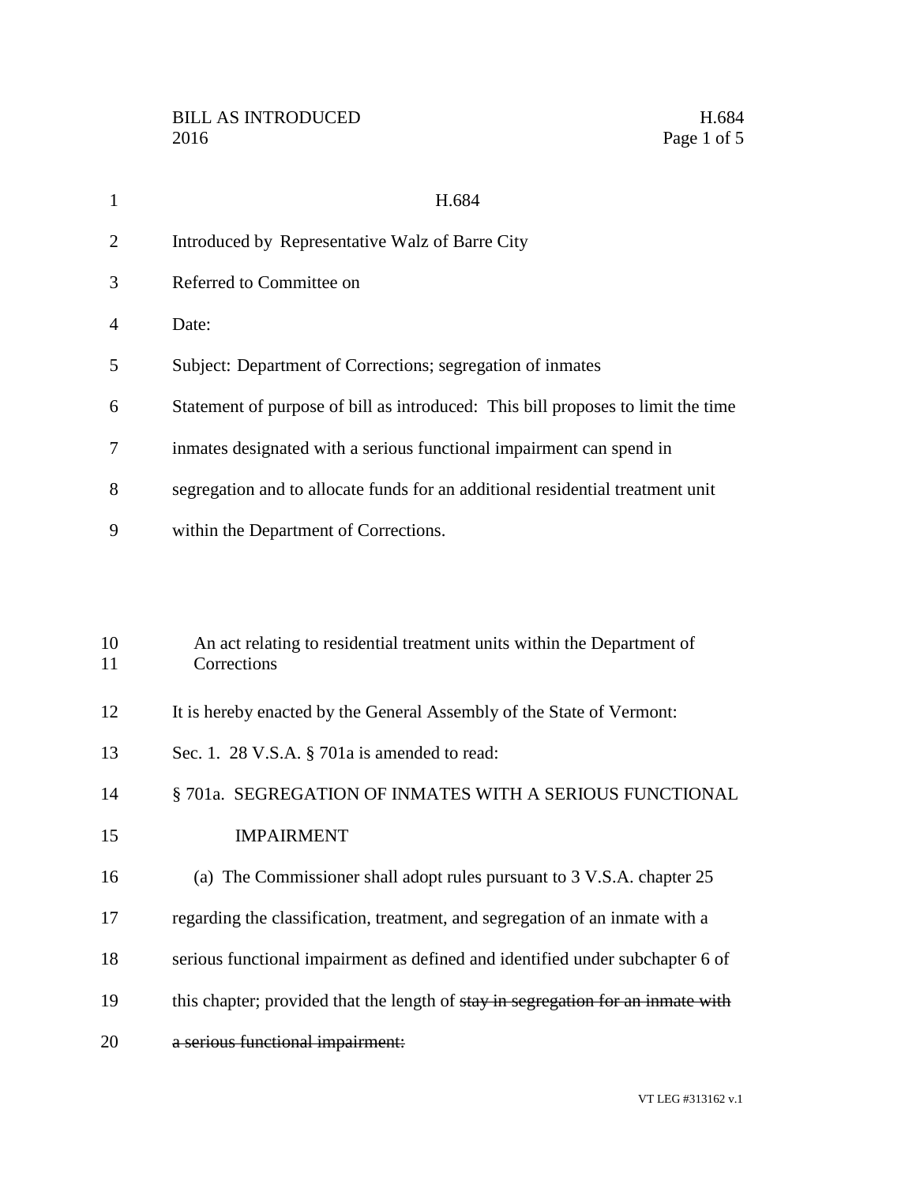# H.684

Introduced by Representative Walz of Barre City

Referred to Committee on

Date:

Subject: Department of Corrections; segregation of inmates

Statement of purpose of bill as introduced: This bill proposes to limit the time inmates designated with a serious functional impairment can spend in segregation and to allocate funds for an additional residential treatment unit within the Department of Corrections.

An act relating to residential treatment units within the Department of Corrections

It is hereby enacted by the General Assembly of the State of Vermont:

Sec. 1. 28 V.S.A. § 701a is amended to read:

§ 701a. SEGREGATION OF INMATES WITH A SERIOUS FUNCTIONAL IMPAIRMENT

(a) The Commissioner shall adopt rules pursuant to 3 V.S.A. chapter 25 regarding the classification, treatment, and segregation of an inmate with a serious functional impairment as defined and identified under subchapter 6 of this chapter; provided that the length of ~~stay in segregation for an inmate with a serious functional impairment:~~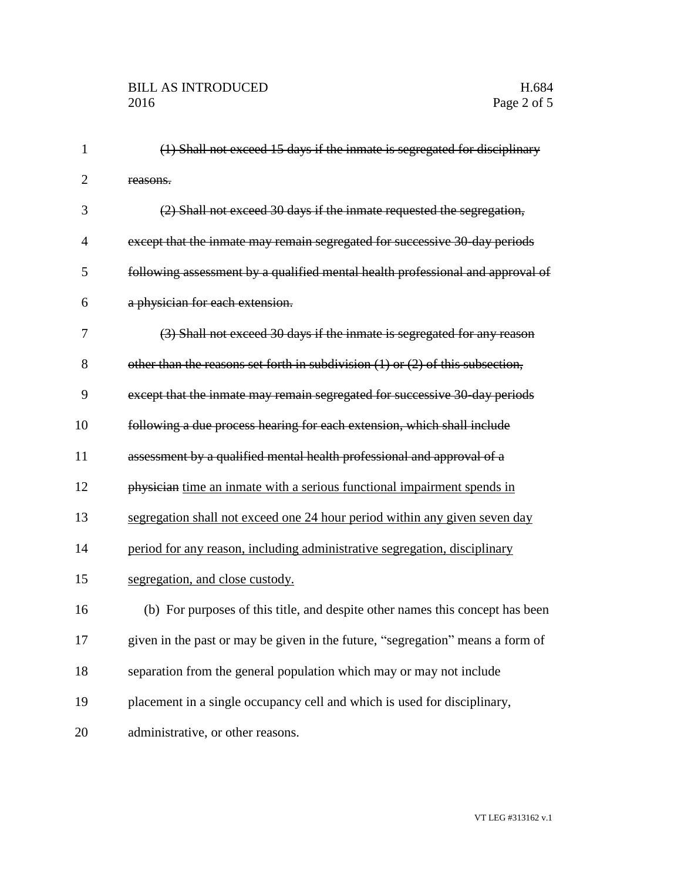~~(1) Shall not exceed 15 days if the inmate is segregated for disciplinary reasons.~~

~~(2) Shall not exceed 30 days if the inmate requested the segregation, except that the inmate may remain segregated for successive 30-day periods following assessment by a qualified mental health professional and approval of a physician for each extension.~~

~~(3) Shall not exceed 30 days if the inmate is segregated for any reason other than the reasons set forth in subdivision (1) or (2) of this subsection, except that the inmate may remain segregated for successive 30-day periods following a due process hearing for each extension, which shall include assessment by a qualified mental health professional and approval of a physician~~ <u>time an inmate with a serious functional impairment spends in segregation shall not exceed one 24 hour period within any given seven day period for any reason, including administrative segregation, disciplinary segregation, and close custody.</u>

(b) For purposes of this title, and despite other names this concept has been given in the past or may be given in the future, "segregation" means a form of separation from the general population which may or may not include placement in a single occupancy cell and which is used for disciplinary, administrative, or other reasons.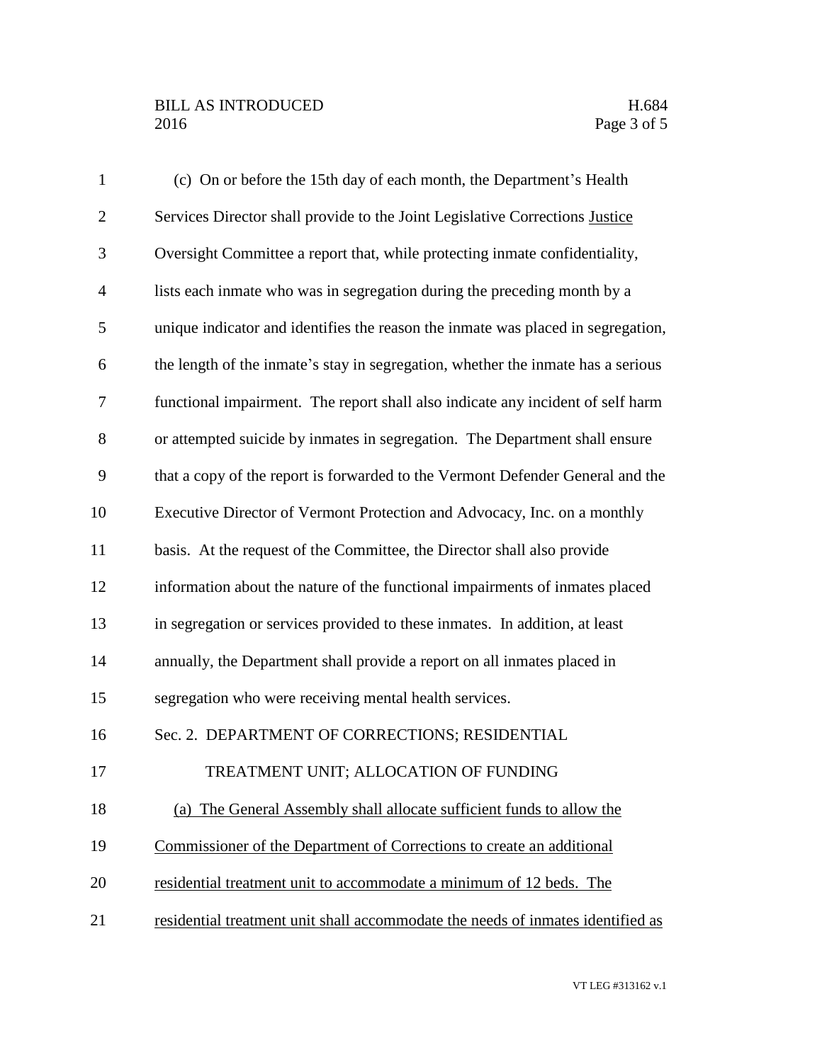(c) On or before the 15th day of each month, the Department's Health Services Director shall provide to the Joint Legislative Corrections <u>Justice</u> Oversight Committee a report that, while protecting inmate confidentiality, lists each inmate who was in segregation during the preceding month by a unique indicator and identifies the reason the inmate was placed in segregation, the length of the inmate's stay in segregation, whether the inmate has a serious functional impairment. The report shall also indicate any incident of self harm or attempted suicide by inmates in segregation. The Department shall ensure that a copy of the report is forwarded to the Vermont Defender General and the Executive Director of Vermont Protection and Advocacy, Inc. on a monthly basis. At the request of the Committee, the Director shall also provide information about the nature of the functional impairments of inmates placed in segregation or services provided to these inmates. In addition, at least annually, the Department shall provide a report on all inmates placed in segregation who were receiving mental health services.

Sec. 2. DEPARTMENT OF CORRECTIONS; RESIDENTIAL TREATMENT UNIT; ALLOCATION OF FUNDING

<u>(a) The General Assembly shall allocate sufficient funds to allow the Commissioner of the Department of Corrections to create an additional residential treatment unit to accommodate a minimum of 12 beds. The residential treatment unit shall accommodate the needs of inmates identified as</u>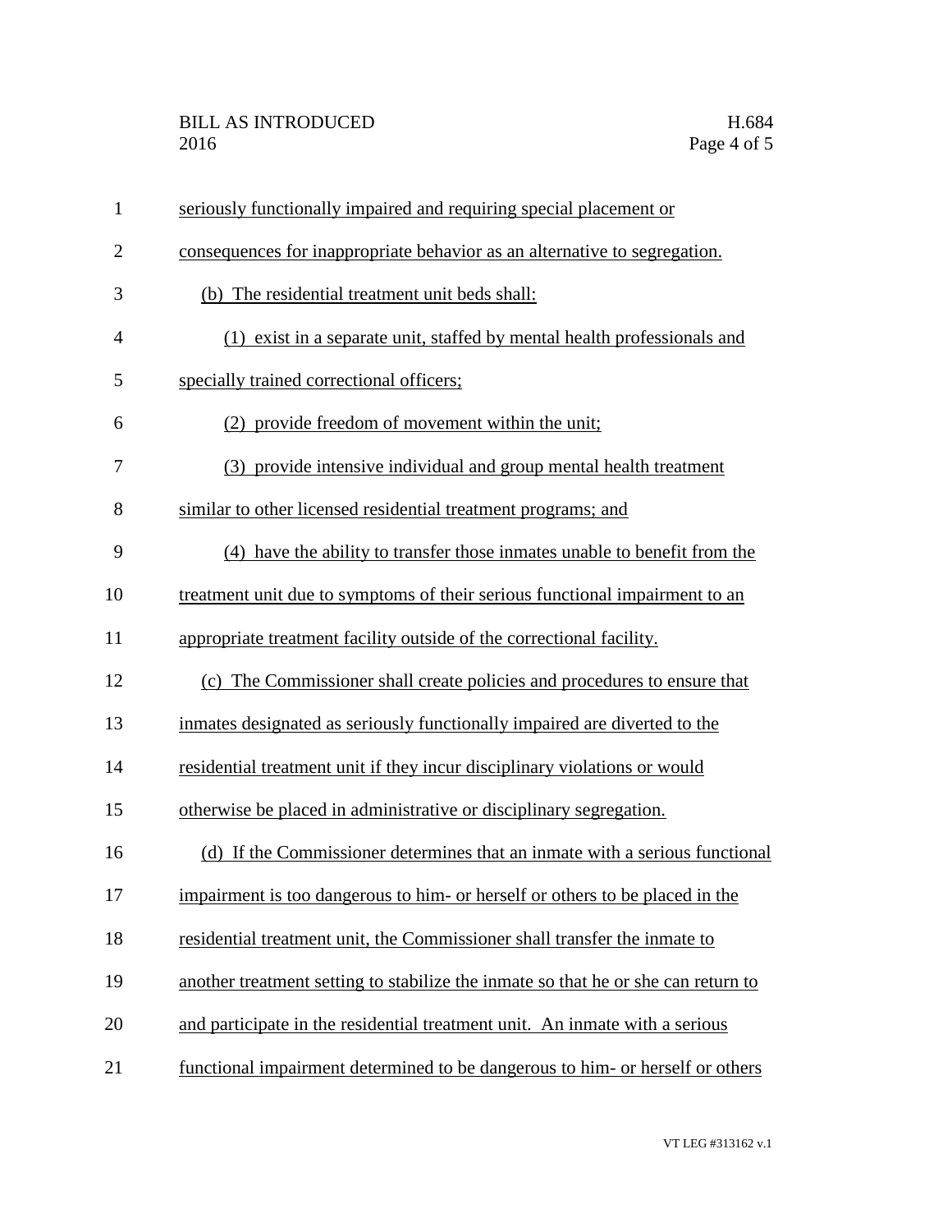seriously functionally impaired and requiring special placement or consequences for inappropriate behavior as an alternative to segregation.

(b) The residential treatment unit beds shall:

(1) exist in a separate unit, staffed by mental health professionals and specially trained correctional officers;

(2) provide freedom of movement within the unit;

(3) provide intensive individual and group mental health treatment similar to other licensed residential treatment programs; and

(4) have the ability to transfer those inmates unable to benefit from the treatment unit due to symptoms of their serious functional impairment to an appropriate treatment facility outside of the correctional facility.

(c) The Commissioner shall create policies and procedures to ensure that inmates designated as seriously functionally impaired are diverted to the residential treatment unit if they incur disciplinary violations or would otherwise be placed in administrative or disciplinary segregation.

(d) If the Commissioner determines that an inmate with a serious functional impairment is too dangerous to him- or herself or others to be placed in the residential treatment unit, the Commissioner shall transfer the inmate to another treatment setting to stabilize the inmate so that he or she can return to and participate in the residential treatment unit. An inmate with a serious functional impairment determined to be dangerous to him- or herself or others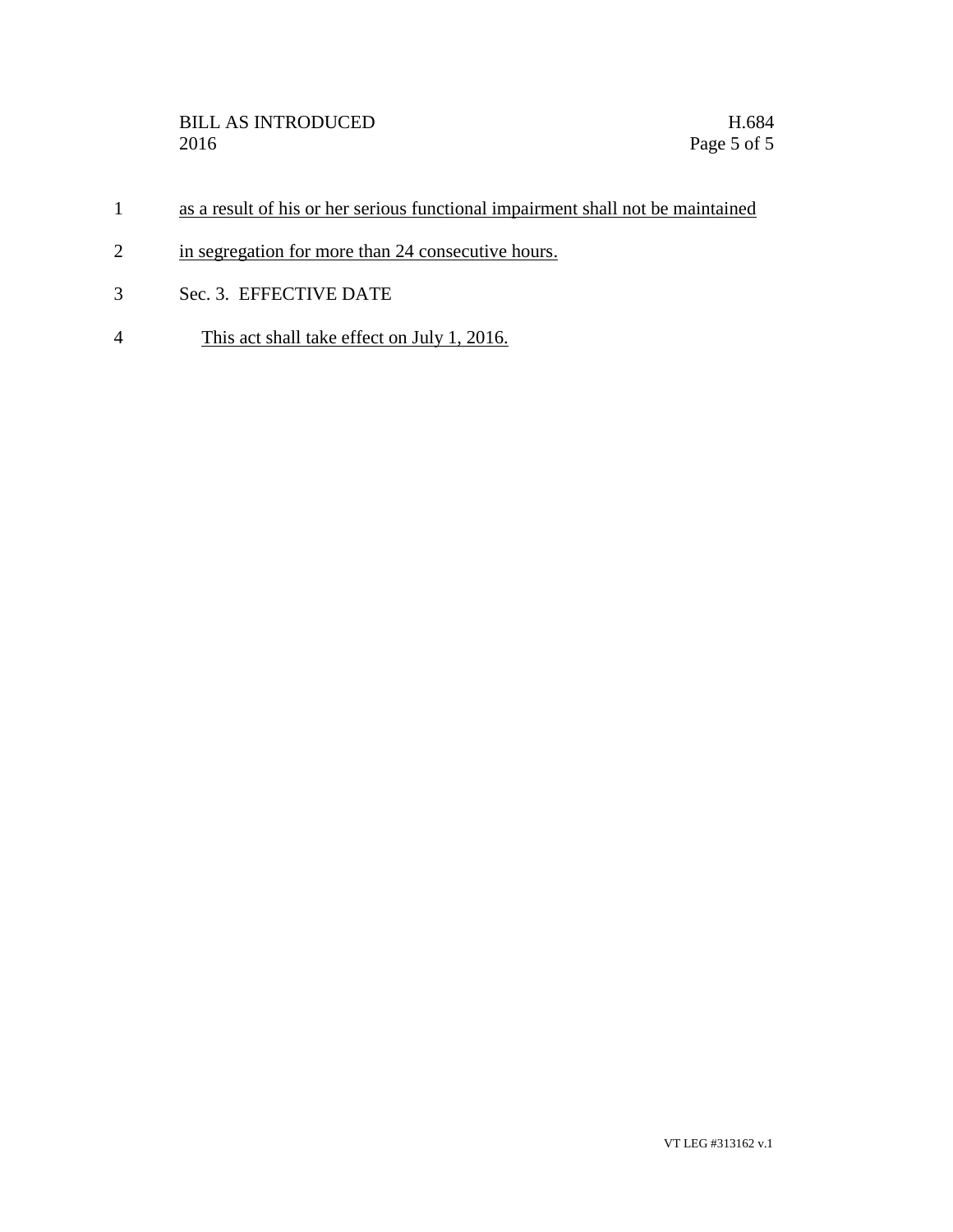as a result of his or her serious functional impairment shall not be maintained in segregation for more than 24 consecutive hours.

Sec. 3. EFFECTIVE DATE

This act shall take effect on July 1, 2016.